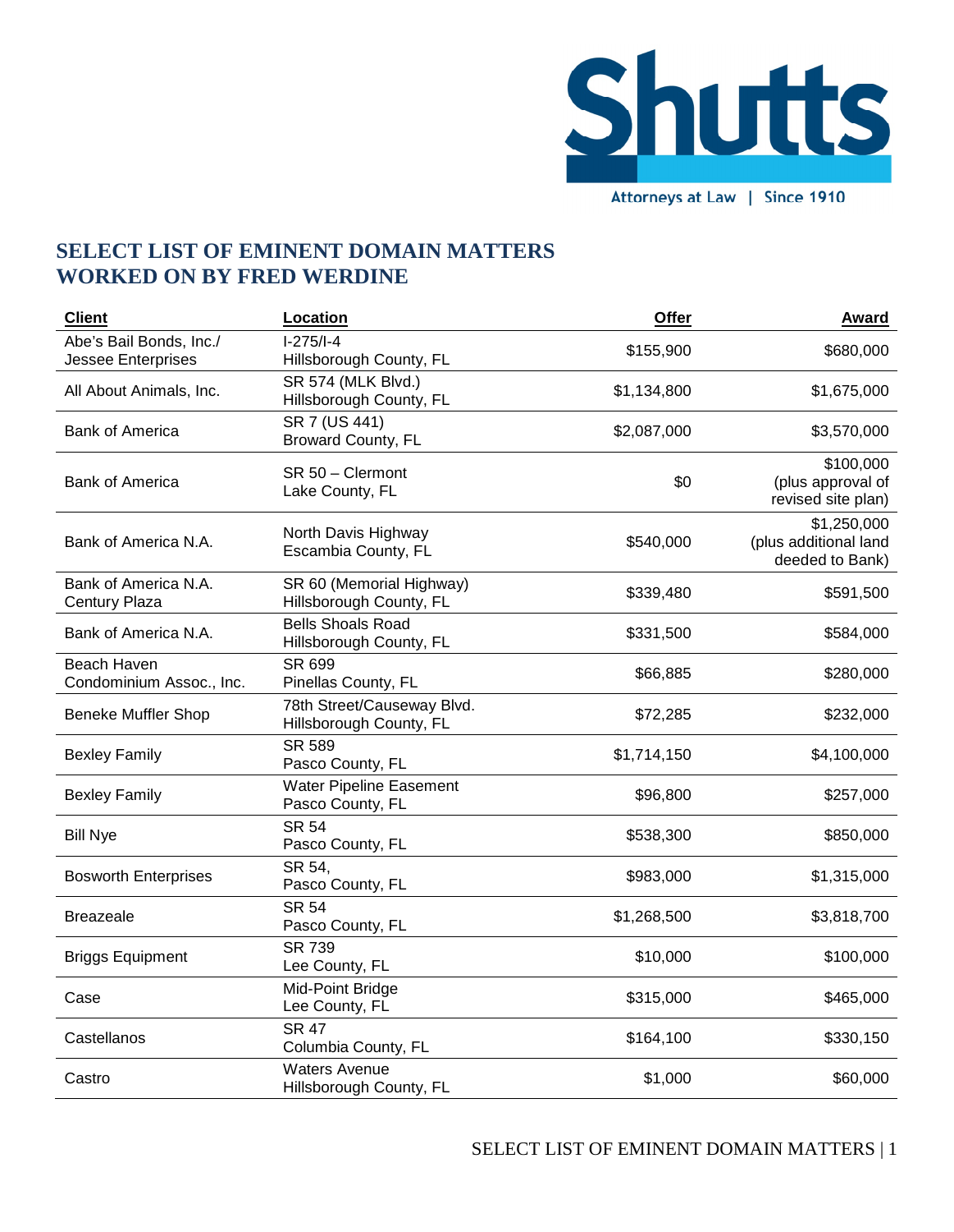# SELECT LIST OF EMINENT DOMAIN MATTERS WORKED ON BY FRED WERDINE

| Client | Location | Offer | Award |
|---|---|---:|---:|
| Abe's Bail Bonds, Inc./ Jessee Enterprises | I-275/I-4 Hillsborough County, FL | $155,900 | $680,000 |
| All About Animals, Inc. | SR 574 (MLK Blvd.) Hillsborough County, FL | $1,134,800 | $1,675,000 |
| Bank of America | SR 7 (US 441) Broward County, FL | $2,087,000 | $3,570,000 |
| Bank of America | SR 50 – Clermont Lake County, FL | $0 | $100,000 (plus approval of revised site plan) |
| Bank of America N.A. | North Davis Highway Escambia County, FL | $540,000 | $1,250,000 (plus additional land deeded to Bank) |
| Bank of America N.A. Century Plaza | SR 60 (Memorial Highway) Hillsborough County, FL | $339,480 | $591,500 |
| Bank of America N.A. | Bells Shoals Road Hillsborough County, FL | $331,500 | $584,000 |
| Beach Haven Condominium Assoc., Inc. | SR 699 Pinellas County, FL | $66,885 | $280,000 |
| Beneke Muffler Shop | 78th Street/Causeway Blvd. Hillsborough County, FL | $72,285 | $232,000 |
| Bexley Family | SR 589 Pasco County, FL | $1,714,150 | $4,100,000 |
| Bexley Family | Water Pipeline Easement Pasco County, FL | $96,800 | $257,000 |
| Bill Nye | SR 54 Pasco County, FL | $538,300 | $850,000 |
| Bosworth Enterprises | SR 54, Pasco County, FL | $983,000 | $1,315,000 |
| Breazeale | SR 54 Pasco County, FL | $1,268,500 | $3,818,700 |
| Briggs Equipment | SR 739 Lee County, FL | $10,000 | $100,000 |
| Case | Mid-Point Bridge Lee County, FL | $315,000 | $465,000 |
| Castellanos | SR 47 Columbia County, FL | $164,100 | $330,150 |
| Castro | Waters Avenue Hillsborough County, FL | $1,000 | $60,000 |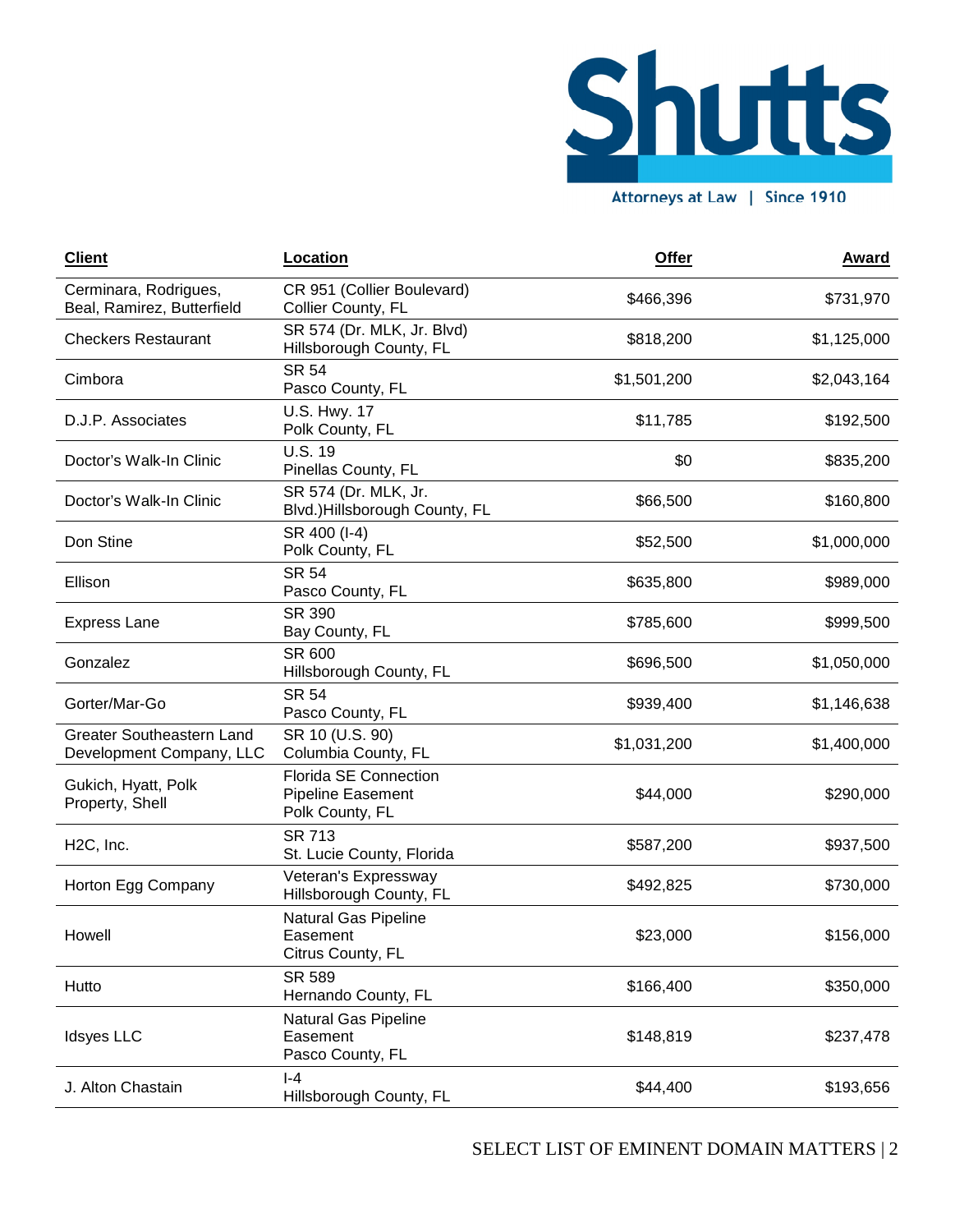| Client | Location | Offer | Award |
|---|---|---|---|
| Cerminara, Rodrigues, Beal, Ramirez, Butterfield | CR 951 (Collier Boulevard) Collier County, FL | $466,396 | $731,970 |
| Checkers Restaurant | SR 574 (Dr. MLK, Jr. Blvd) Hillsborough County, FL | $818,200 | $1,125,000 |
| Cimbora | SR 54 Pasco County, FL | $1,501,200 | $2,043,164 |
| D.J.P. Associates | U.S. Hwy. 17 Polk County, FL | $11,785 | $192,500 |
| Doctor's Walk-In Clinic | U.S. 19 Pinellas County, FL | $0 | $835,200 |
| Doctor's Walk-In Clinic | SR 574 (Dr. MLK, Jr. Blvd.)Hillsborough County, FL | $66,500 | $160,800 |
| Don Stine | SR 400 (I-4) Polk County, FL | $52,500 | $1,000,000 |
| Ellison | SR 54 Pasco County, FL | $635,800 | $989,000 |
| Express Lane | SR 390 Bay County, FL | $785,600 | $999,500 |
| Gonzalez | SR 600 Hillsborough County, FL | $696,500 | $1,050,000 |
| Gorter/Mar-Go | SR 54 Pasco County, FL | $939,400 | $1,146,638 |
| Greater Southeastern Land Development Company, LLC | SR 10 (U.S. 90) Columbia County, FL | $1,031,200 | $1,400,000 |
| Gukich, Hyatt, Polk Property, Shell | Florida SE Connection Pipeline Easement Polk County, FL | $44,000 | $290,000 |
| H2C, Inc. | SR 713 St. Lucie County, Florida | $587,200 | $937,500 |
| Horton Egg Company | Veteran's Expressway Hillsborough County, FL | $492,825 | $730,000 |
| Howell | Natural Gas Pipeline Easement Citrus County, FL | $23,000 | $156,000 |
| Hutto | SR 589 Hernando County, FL | $166,400 | $350,000 |
| Idsyes LLC | Natural Gas Pipeline Easement Pasco County, FL | $148,819 | $237,478 |
| J. Alton Chastain | I-4 Hillsborough County, FL | $44,400 | $193,656 |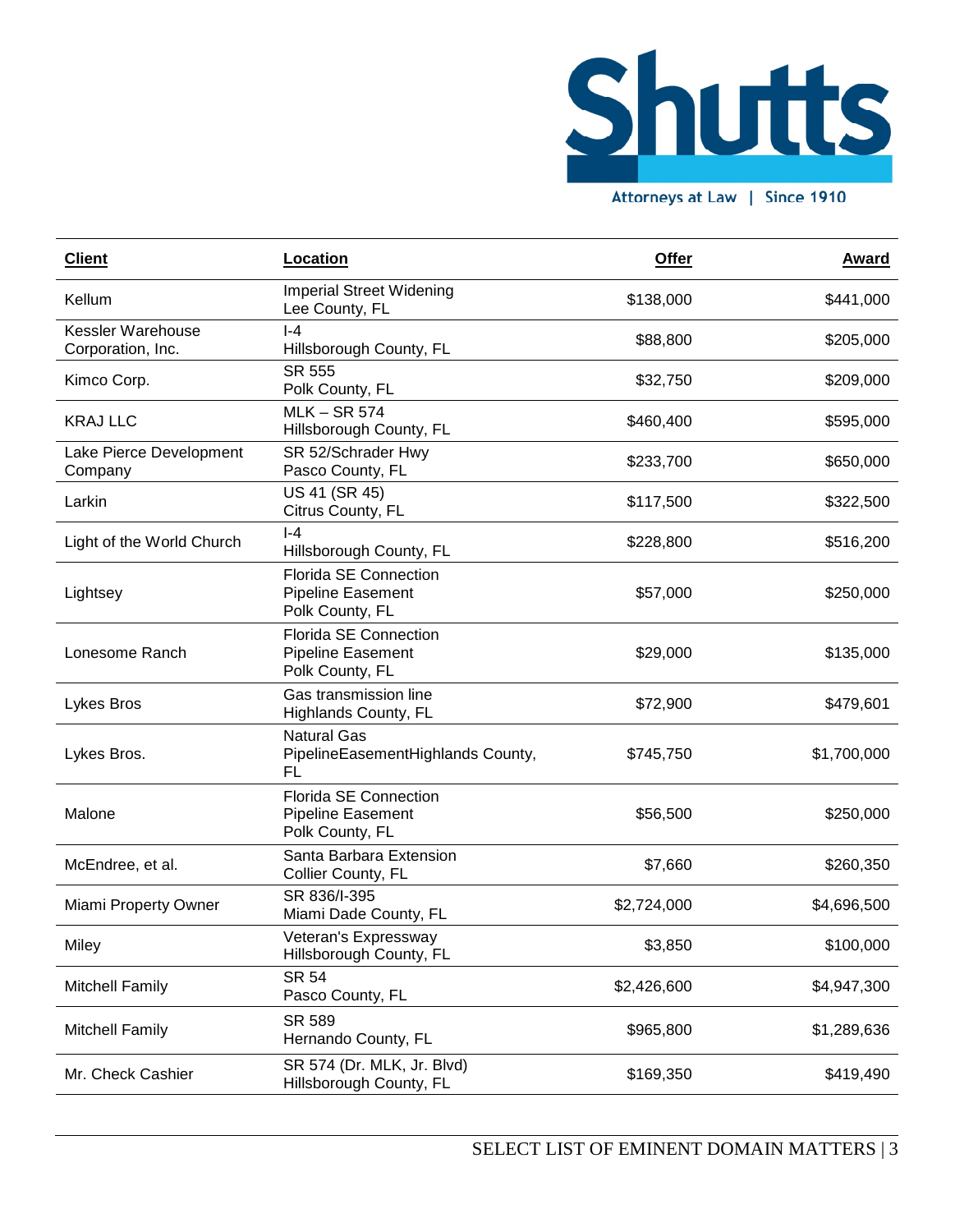| Client | Location | Offer | Award |
|---|---|---|---|
| Kellum | Imperial Street Widening Lee County, FL | $138,000 | $441,000 |
| Kessler Warehouse Corporation, Inc. | I-4 Hillsborough County, FL | $88,800 | $205,000 |
| Kimco Corp. | SR 555 Polk County, FL | $32,750 | $209,000 |
| KRAJ LLC | MLK – SR 574 Hillsborough County, FL | $460,400 | $595,000 |
| Lake Pierce Development Company | SR 52/Schrader Hwy Pasco County, FL | $233,700 | $650,000 |
| Larkin | US 41 (SR 45) Citrus County, FL | $117,500 | $322,500 |
| Light of the World Church | I-4 Hillsborough County, FL | $228,800 | $516,200 |
| Lightsey | Florida SE Connection Pipeline Easement Polk County, FL | $57,000 | $250,000 |
| Lonesome Ranch | Florida SE Connection Pipeline Easement Polk County, FL | $29,000 | $135,000 |
| Lykes Bros | Gas transmission line Highlands County, FL | $72,900 | $479,601 |
| Lykes Bros. | Natural Gas PipelineEasementHighlands County, FL | $745,750 | $1,700,000 |
| Malone | Florida SE Connection Pipeline Easement Polk County, FL | $56,500 | $250,000 |
| McEndree, et al. | Santa Barbara Extension Collier County, FL | $7,660 | $260,350 |
| Miami Property Owner | SR 836/I-395 Miami Dade County, FL | $2,724,000 | $4,696,500 |
| Miley | Veteran's Expressway Hillsborough County, FL | $3,850 | $100,000 |
| Mitchell Family | SR 54 Pasco County, FL | $2,426,600 | $4,947,300 |
| Mitchell Family | SR 589 Hernando County, FL | $965,800 | $1,289,636 |
| Mr. Check Cashier | SR 574 (Dr. MLK, Jr. Blvd) Hillsborough County, FL | $169,350 | $419,490 |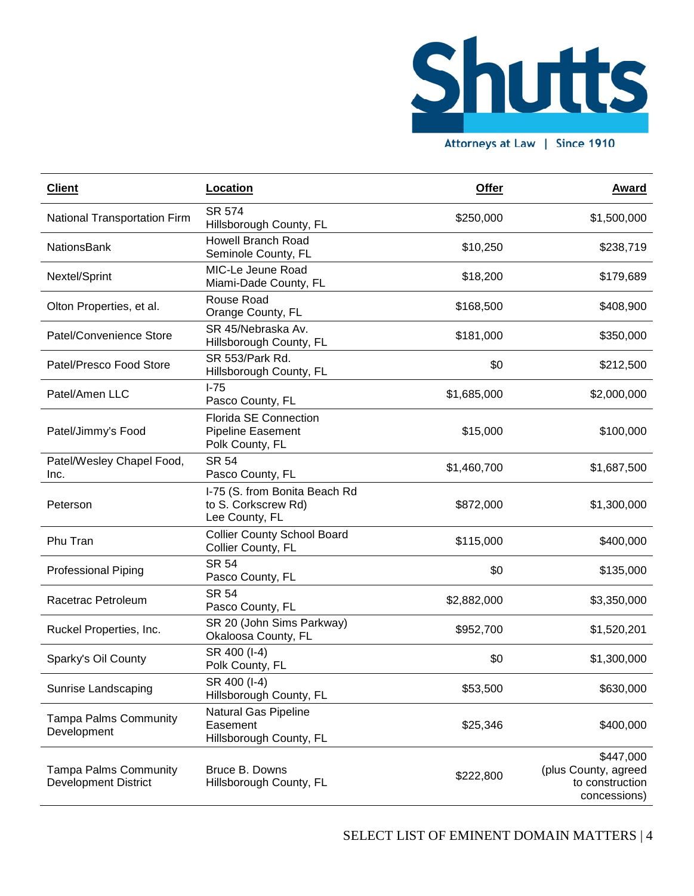| Client | Location | Offer | Award |
| --- | --- | --- | --- |
| National Transportation Firm | SR 574<br>Hillsborough County, FL | $250,000 | $1,500,000 |
| NationsBank | Howell Branch Road<br>Seminole County, FL | $10,250 | $238,719 |
| Nextel/Sprint | MIC-Le Jeune Road<br>Miami-Dade County, FL | $18,200 | $179,689 |
| Olton Properties, et al. | Rouse Road<br>Orange County, FL | $168,500 | $408,900 |
| Patel/Convenience Store | SR 45/Nebraska Av.<br>Hillsborough County, FL | $181,000 | $350,000 |
| Patel/Presco Food Store | SR 553/Park Rd.<br>Hillsborough County, FL | $0 | $212,500 |
| Patel/Amen LLC | I-75<br>Pasco County, FL | $1,685,000 | $2,000,000 |
| Patel/Jimmy's Food | Florida SE Connection<br>Pipeline Easement<br>Polk County, FL | $15,000 | $100,000 |
| Patel/Wesley Chapel Food, Inc. | SR 54<br>Pasco County, FL | $1,460,700 | $1,687,500 |
| Peterson | I-75 (S. from Bonita Beach Rd<br>to S. Corkscrew Rd)<br>Lee County, FL | $872,000 | $1,300,000 |
| Phu Tran | Collier County School Board<br>Collier County, FL | $115,000 | $400,000 |
| Professional Piping | SR 54<br>Pasco County, FL | $0 | $135,000 |
| Racetrac Petroleum | SR 54<br>Pasco County, FL | $2,882,000 | $3,350,000 |
| Ruckel Properties, Inc. | SR 20 (John Sims Parkway)<br>Okaloosa County, FL | $952,700 | $1,520,201 |
| Sparky's Oil County | SR 400 (I-4)<br>Polk County, FL | $0 | $1,300,000 |
| Sunrise Landscaping | SR 400 (I-4)<br>Hillsborough County, FL | $53,500 | $630,000 |
| Tampa Palms Community Development | Natural Gas Pipeline<br>Easement<br>Hillsborough County, FL | $25,346 | $400,000 |
| Tampa Palms Community Development District | Bruce B. Downs<br>Hillsborough County, FL | $222,800 | $447,000<br>(plus County, agreed to construction concessions) |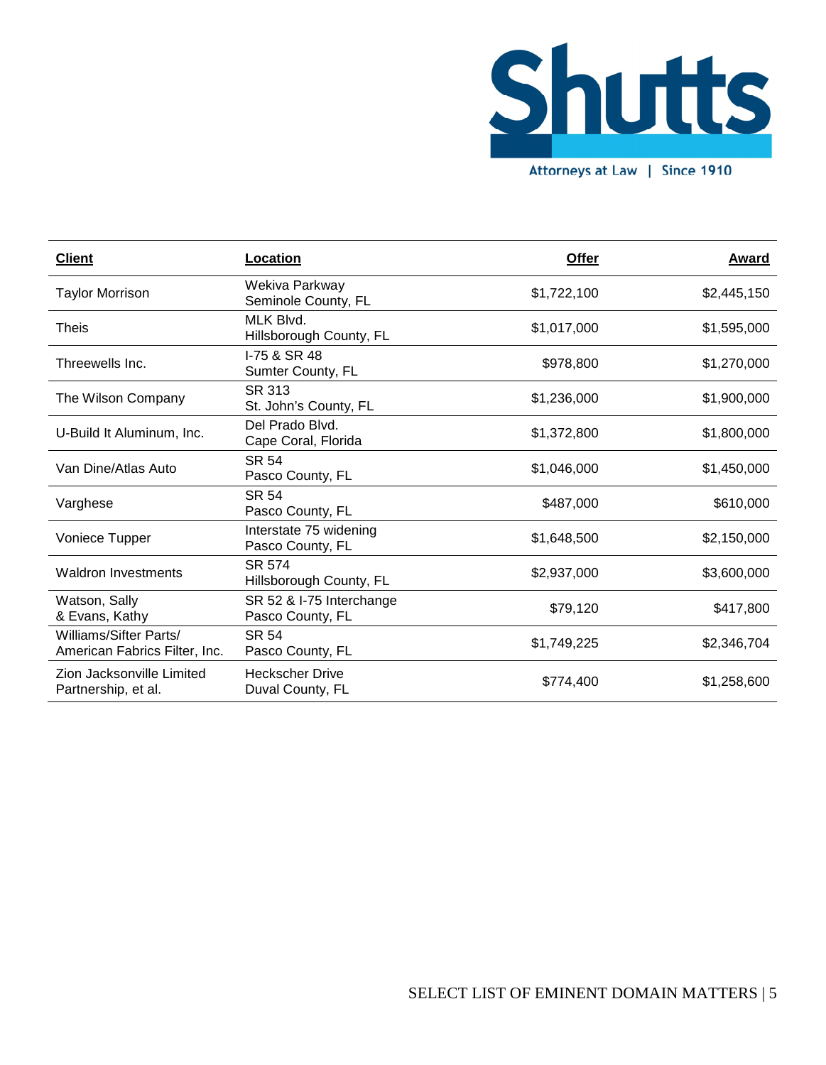| Client | Location | Offer | Award |
|---|---|---:|---:|
| Taylor Morrison | Wekiva Parkway<br>Seminole County, FL | $1,722,100 | $2,445,150 |
| Theis | MLK Blvd.<br>Hillsborough County, FL | $1,017,000 | $1,595,000 |
| Threewells Inc. | I-75 & SR 48<br>Sumter County, FL | $978,800 | $1,270,000 |
| The Wilson Company | SR 313<br>St. John's County, FL | $1,236,000 | $1,900,000 |
| U-Build It Aluminum, Inc. | Del Prado Blvd.<br>Cape Coral, Florida | $1,372,800 | $1,800,000 |
| Van Dine/Atlas Auto | SR 54<br>Pasco County, FL | $1,046,000 | $1,450,000 |
| Varghese | SR 54<br>Pasco County, FL | $487,000 | $610,000 |
| Voniece Tupper | Interstate 75 widening<br>Pasco County, FL | $1,648,500 | $2,150,000 |
| Waldron Investments | SR 574<br>Hillsborough County, FL | $2,937,000 | $3,600,000 |
| Watson, Sally<br>& Evans, Kathy | SR 52 & I-75 Interchange<br>Pasco County, FL | $79,120 | $417,800 |
| Williams/Sifter Parts/<br>American Fabrics Filter, Inc. | SR 54<br>Pasco County, FL | $1,749,225 | $2,346,704 |
| Zion Jacksonville Limited<br>Partnership, et al. | Heckscher Drive<br>Duval County, FL | $774,400 | $1,258,600 |